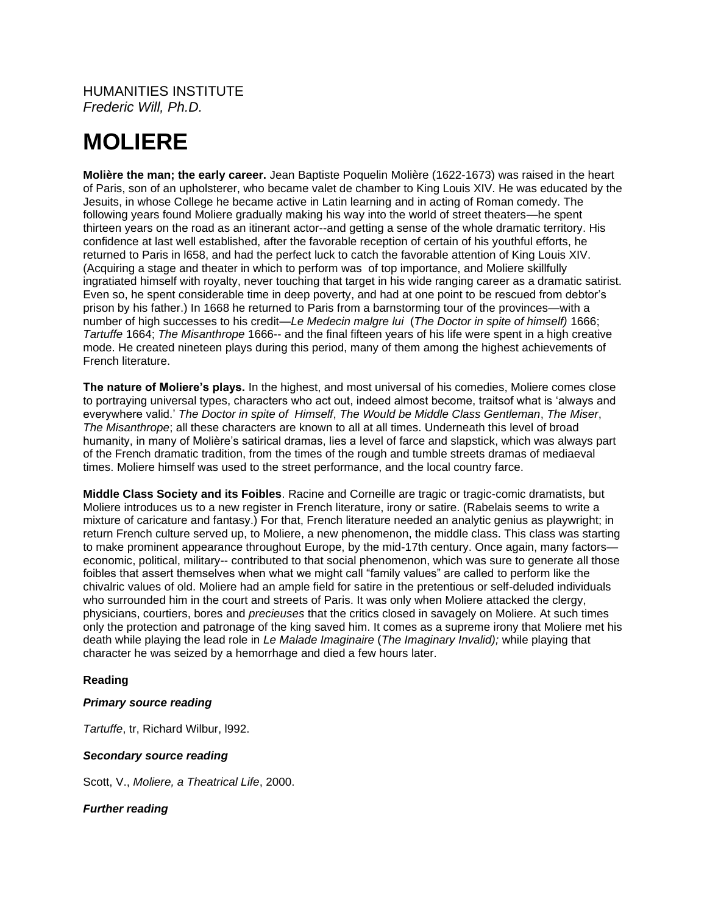HUMANITIES INSTITUTE
*Frederic Will, Ph.D.*

# MOLIERE

**Molière the man; the early career.** Jean Baptiste Poquelin Molière (1622-1673) was raised in the heart of Paris, son of an upholsterer, who became valet de chamber to King Louis XIV. He was educated by the Jesuits, in whose College he became active in Latin learning and in acting of Roman comedy. The following years found Moliere gradually making his way into the world of street theaters—he spent thirteen years on the road as an itinerant actor--and getting a sense of the whole dramatic territory. His confidence at last well established, after the favorable reception of certain of his youthful efforts, he returned to Paris in l658, and had the perfect luck to catch the favorable attention of King Louis XIV. (Acquiring a stage and theater in which to perform was of top importance, and Moliere skillfully ingratiated himself with royalty, never touching that target in his wide ranging career as a dramatic satirist. Even so, he spent considerable time in deep poverty, and had at one point to be rescued from debtor's prison by his father.) In 1668 he returned to Paris from a barnstorming tour of the provinces—with a number of high successes to his credit—*Le Medecin malgre lui* (*The Doctor in spite of himself)* 1666; *Tartuffe* 1664; *The Misanthrope* 1666-- and the final fifteen years of his life were spent in a high creative mode. He created nineteen plays during this period, many of them among the highest achievements of French literature.

**The nature of Moliere's plays.** In the highest, and most universal of his comedies, Moliere comes close to portraying universal types, characters who act out, indeed almost become, traitsof what is 'always and everywhere valid.' *The Doctor in spite of Himself*, *The Would be Middle Class Gentleman*, *The Miser*, *The Misanthrope*; all these characters are known to all at all times. Underneath this level of broad humanity, in many of Molière's satirical dramas, lies a level of farce and slapstick, which was always part of the French dramatic tradition, from the times of the rough and tumble streets dramas of mediaeval times. Moliere himself was used to the street performance, and the local country farce.

**Middle Class Society and its Foibles**. Racine and Corneille are tragic or tragic-comic dramatists, but Moliere introduces us to a new register in French literature, irony or satire. (Rabelais seems to write a mixture of caricature and fantasy.) For that, French literature needed an analytic genius as playwright; in return French culture served up, to Moliere, a new phenomenon, the middle class. This class was starting to make prominent appearance throughout Europe, by the mid-17th century. Once again, many factors—economic, political, military-- contributed to that social phenomenon, which was sure to generate all those foibles that assert themselves when what we might call "family values" are called to perform like the chivalric values of old. Moliere had an ample field for satire in the pretentious or self-deluded individuals who surrounded him in the court and streets of Paris. It was only when Moliere attacked the clergy, physicians, courtiers, bores and *precieuses* that the critics closed in savagely on Moliere. At such times only the protection and patronage of the king saved him. It comes as a supreme irony that Moliere met his death while playing the lead role in *Le Malade Imaginaire* (*The Imaginary Invalid);* while playing that character he was seized by a hemorrhage and died a few hours later.

**Reading**

***Primary source reading***

*Tartuffe*, tr, Richard Wilbur, l992.

***Secondary source reading***

Scott, V., *Moliere, a Theatrical Life*, 2000.

***Further reading***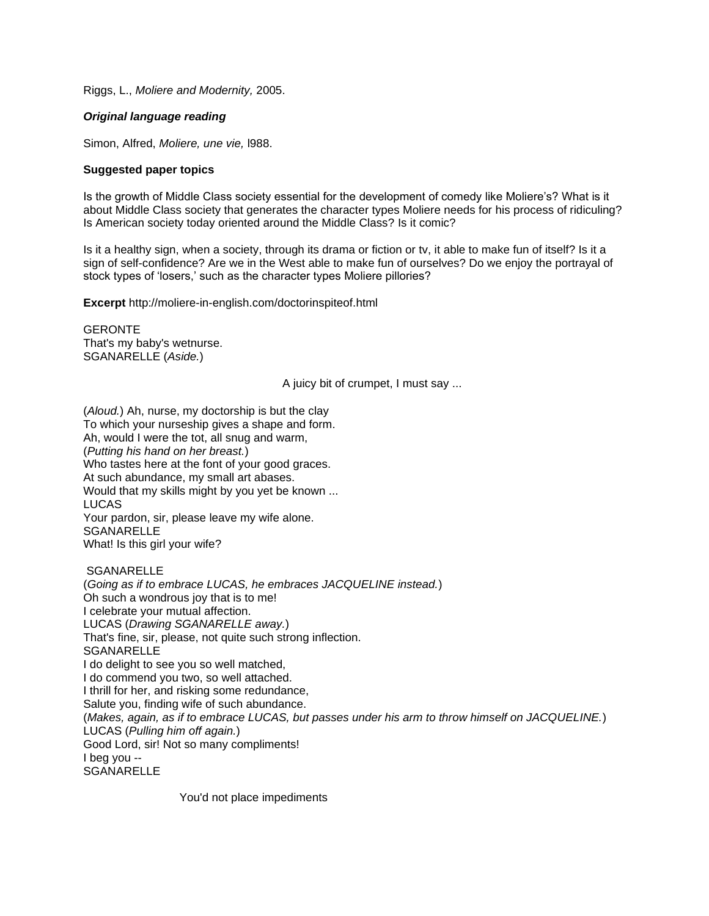Riggs, L., *Moliere and Modernity,* 2005.

***Original language reading***

Simon, Alfred, *Moliere, une vie,* l988.

**Suggested paper topics**

Is the growth of Middle Class society essential for the development of comedy like Moliere's? What is it about Middle Class society that generates the character types Moliere needs for his process of ridiculing? Is American society today oriented around the Middle Class? Is it comic?

Is it a healthy sign, when a society, through its drama or fiction or tv, it able to make fun of itself? Is it a sign of self-confidence? Are we in the West able to make fun of ourselves? Do we enjoy the portrayal of stock types of 'losers,' such as the character types Moliere pillories?

**Excerpt** http://moliere-in-english.com/doctorinspiteof.html

GERONTE
That's my baby's wetnurse.
SGANARELLE (*Aside.*)

A juicy bit of crumpet, I must say ...

(*Aloud.*) Ah, nurse, my doctorship is but the clay
To which your nurseship gives a shape and form.
Ah, would I were the tot, all snug and warm,
(*Putting his hand on her breast.*)
Who tastes here at the font of your good graces.
At such abundance, my small art abases.
Would that my skills might by you yet be known ...
LUCAS
Your pardon, sir, please leave my wife alone.
SGANARELLE
What! Is this girl your wife?

SGANARELLE
(*Going as if to embrace LUCAS, he embraces JACQUELINE instead.*)
Oh such a wondrous joy that is to me!
I celebrate your mutual affection.
LUCAS (*Drawing SGANARELLE away.*)
That's fine, sir, please, not quite such strong inflection.
SGANARELLE
I do delight to see you so well matched,
I do commend you two, so well attached.
I thrill for her, and risking some redundance,
Salute you, finding wife of such abundance.
(*Makes, again, as if to embrace LUCAS, but passes under his arm to throw himself on JACQUELINE.*)
LUCAS (*Pulling him off again.*)
Good Lord, sir! Not so many compliments!
I beg you --
SGANARELLE

You'd not place impediments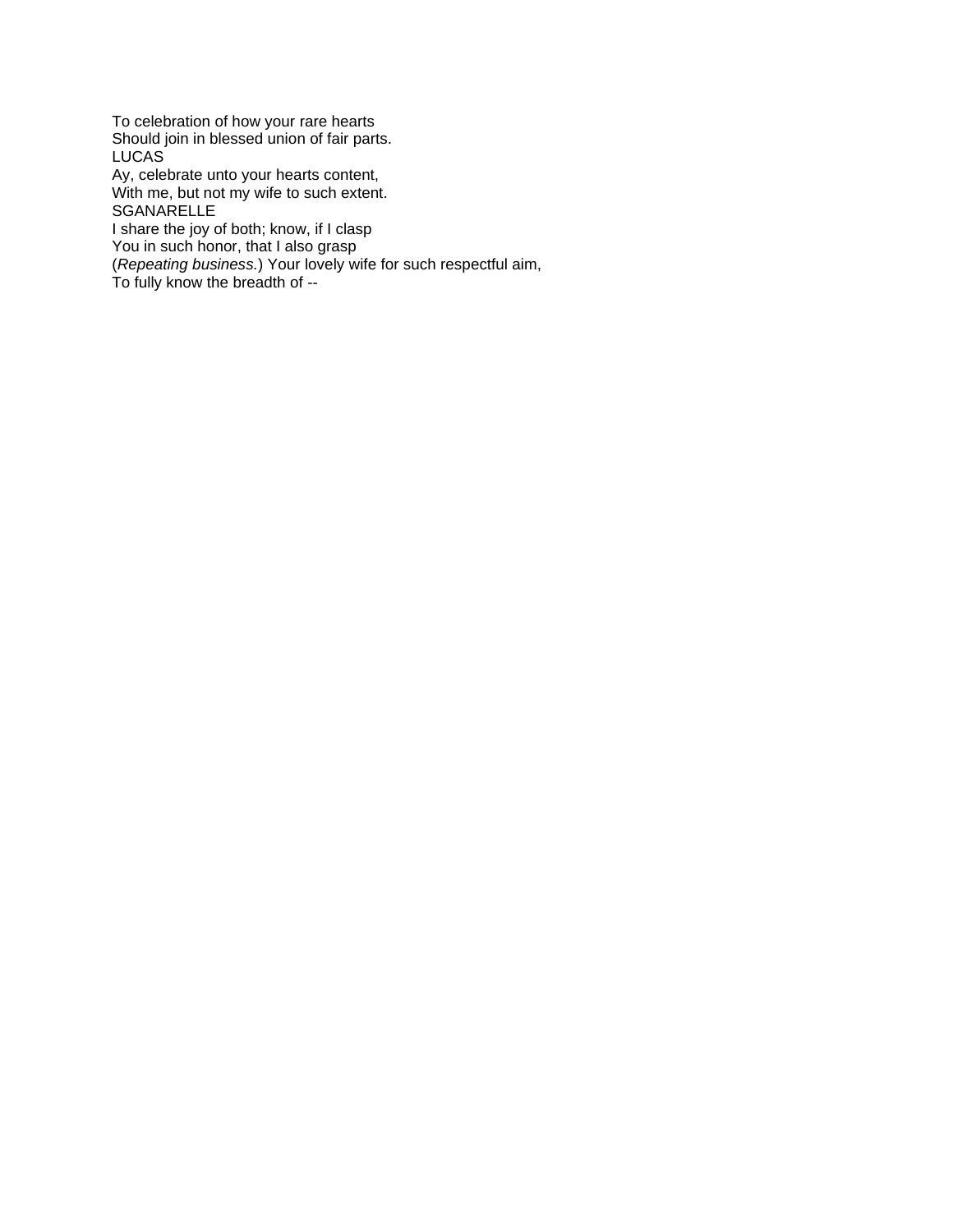To celebration of how your rare hearts
Should join in blessed union of fair parts.
LUCAS
Ay, celebrate unto your hearts content,
With me, but not my wife to such extent.
SGANARELLE
I share the joy of both; know, if I clasp
You in such honor, that I also grasp
(*Repeating business.*) Your lovely wife for such respectful aim,
To fully know the breadth of --